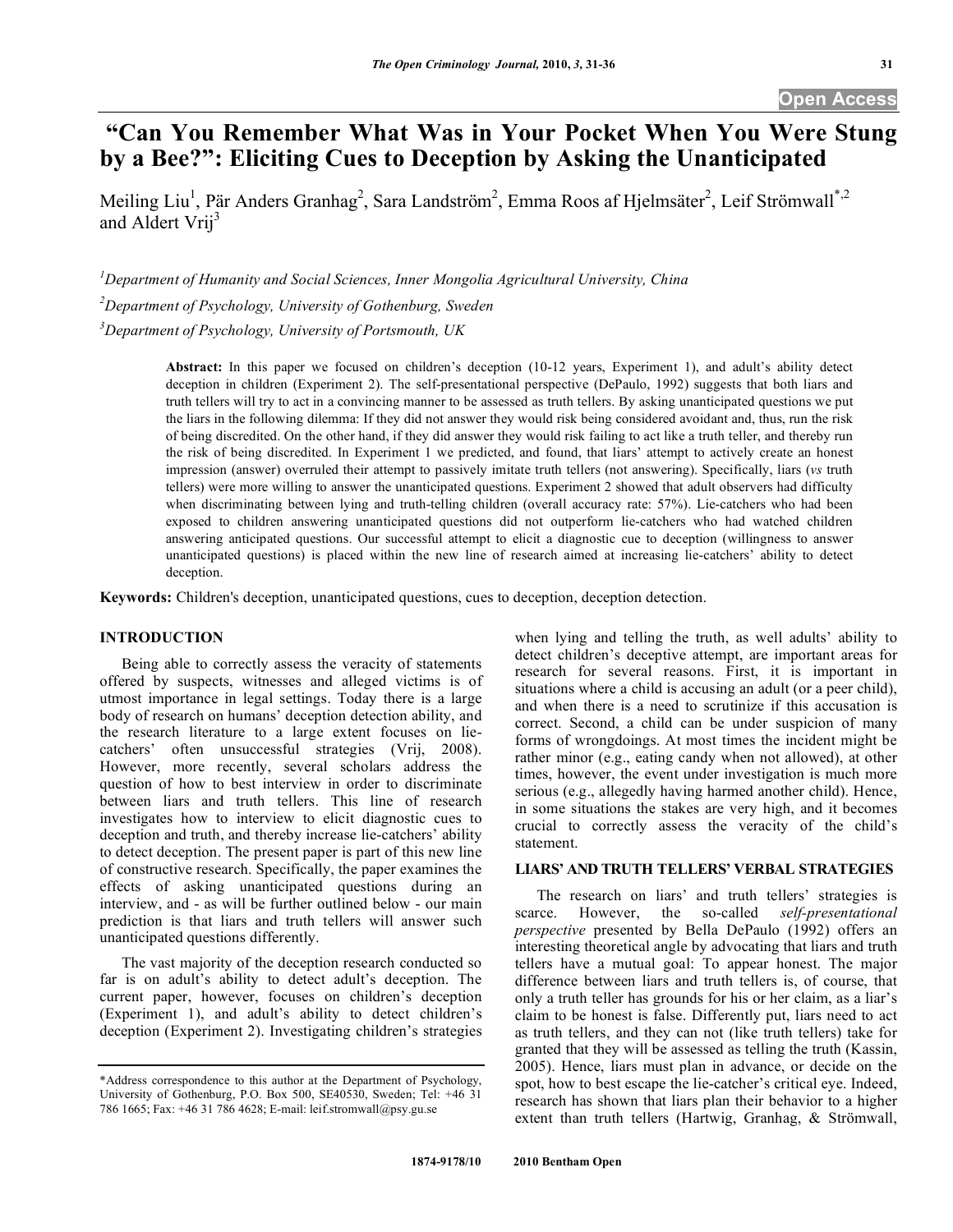# "Can You Remember What Was in Your Pocket When You Were Stung by a Bee?": Eliciting Cues to Deception by Asking the Unanticipated

Meiling Liu[1], Pär Anders Granhag[2], Sara Landström[2], Emma Roos af Hjelmsäter[2], Leif Strömwall[*,2] and Aldert Vrij[3]

[1]*Department of Humanity and Social Sciences, Inner Mongolia Agricultural University, China*

[2]*Department of Psychology, University of Gothenburg, Sweden*

[3]*Department of Psychology, University of Portsmouth, UK*

**Abstract:** In this paper we focused on children's deception (10-12 years, Experiment 1), and adult's ability detect deception in children (Experiment 2). The self-presentational perspective (DePaulo, 1992) suggests that both liars and truth tellers will try to act in a convincing manner to be assessed as truth tellers. By asking unanticipated questions we put the liars in the following dilemma: If they did not answer they would risk being considered avoidant and, thus, run the risk of being discredited. On the other hand, if they did answer they would risk failing to act like a truth teller, and thereby run the risk of being discredited. In Experiment 1 we predicted, and found, that liars' attempt to actively create an honest impression (answer) overruled their attempt to passively imitate truth tellers (not answering). Specifically, liars (*vs* truth tellers) were more willing to answer the unanticipated questions. Experiment 2 showed that adult observers had difficulty when discriminating between lying and truth-telling children (overall accuracy rate: 57%). Lie-catchers who had been exposed to children answering unanticipated questions did not outperform lie-catchers who had watched children answering anticipated questions. Our successful attempt to elicit a diagnostic cue to deception (willingness to answer unanticipated questions) is placed within the new line of research aimed at increasing lie-catchers' ability to detect deception.

**Keywords:** Children's deception, unanticipated questions, cues to deception, deception detection.

## INTRODUCTION

Being able to correctly assess the veracity of statements offered by suspects, witnesses and alleged victims is of utmost importance in legal settings. Today there is a large body of research on humans' deception detection ability, and the research literature to a large extent focuses on lie-catchers' often unsuccessful strategies (Vrij, 2008). However, more recently, several scholars address the question of how to best interview in order to discriminate between liars and truth tellers. This line of research investigates how to interview to elicit diagnostic cues to deception and truth, and thereby increase lie-catchers' ability to detect deception. The present paper is part of this new line of constructive research. Specifically, the paper examines the effects of asking unanticipated questions during an interview, and - as will be further outlined below - our main prediction is that liars and truth tellers will answer such unanticipated questions differently.

The vast majority of the deception research conducted so far is on adult's ability to detect adult's deception. The current paper, however, focuses on children's deception (Experiment 1), and adult's ability to detect children's deception (Experiment 2). Investigating children's strategies when lying and telling the truth, as well adults' ability to detect children's deceptive attempt, are important areas for research for several reasons. First, it is important in situations where a child is accusing an adult (or a peer child), and when there is a need to scrutinize if this accusation is correct. Second, a child can be under suspicion of many forms of wrongdoings. At most times the incident might be rather minor (e.g., eating candy when not allowed), at other times, however, the event under investigation is much more serious (e.g., allegedly having harmed another child). Hence, in some situations the stakes are very high, and it becomes crucial to correctly assess the veracity of the child's statement.

## LIARS' AND TRUTH TELLERS' VERBAL STRATEGIES

The research on liars' and truth tellers' strategies is scarce. However, the so-called *self-presentational perspective* presented by Bella DePaulo (1992) offers an interesting theoretical angle by advocating that liars and truth tellers have a mutual goal: To appear honest. The major difference between liars and truth tellers is, of course, that only a truth teller has grounds for his or her claim, as a liar's claim to be honest is false. Differently put, liars need to act as truth tellers, and they can not (like truth tellers) take for granted that they will be assessed as telling the truth (Kassin, 2005). Hence, liars must plan in advance, or decide on the spot, how to best escape the lie-catcher's critical eye. Indeed, research has shown that liars plan their behavior to a higher extent than truth tellers (Hartwig, Granhag, & Strömwall,

*Address correspondence to this author at the Department of Psychology, University of Gothenburg, P.O. Box 500, SE40530, Sweden; Tel: +46 31 786 1665; Fax: +46 31 786 4628; E-mail: leif.stromwall@psy.gu.se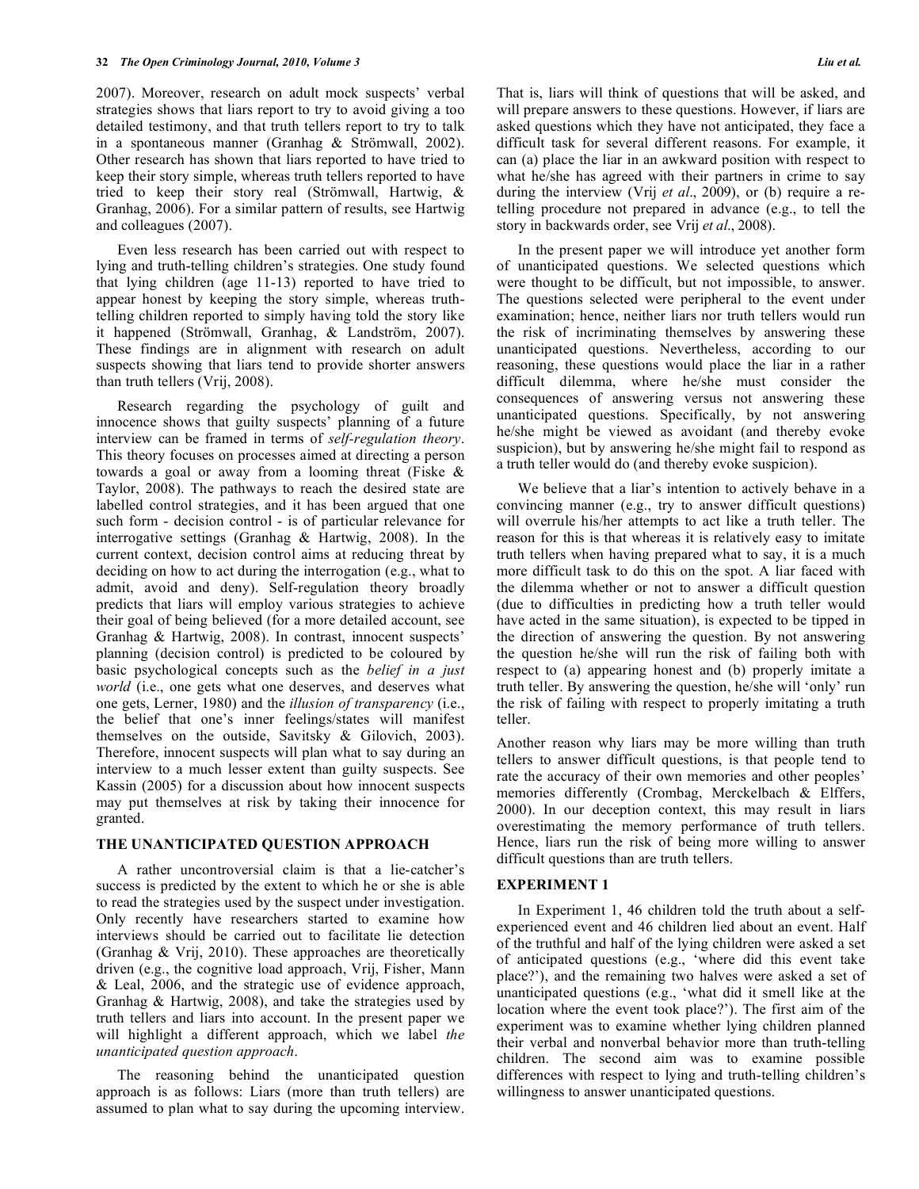2007). Moreover, research on adult mock suspects' verbal strategies shows that liars report to try to avoid giving a too detailed testimony, and that truth tellers report to try to talk in a spontaneous manner (Granhag & Strömwall, 2002). Other research has shown that liars reported to have tried to keep their story simple, whereas truth tellers reported to have tried to keep their story real (Strömwall, Hartwig, & Granhag, 2006). For a similar pattern of results, see Hartwig and colleagues (2007).

Even less research has been carried out with respect to lying and truth-telling children's strategies. One study found that lying children (age 11-13) reported to have tried to appear honest by keeping the story simple, whereas truth-telling children reported to simply having told the story like it happened (Strömwall, Granhag, & Landström, 2007). These findings are in alignment with research on adult suspects showing that liars tend to provide shorter answers than truth tellers (Vrij, 2008).

Research regarding the psychology of guilt and innocence shows that guilty suspects' planning of a future interview can be framed in terms of *self-regulation theory*. This theory focuses on processes aimed at directing a person towards a goal or away from a looming threat (Fiske & Taylor, 2008). The pathways to reach the desired state are labelled control strategies, and it has been argued that one such form - decision control - is of particular relevance for interrogative settings (Granhag & Hartwig, 2008). In the current context, decision control aims at reducing threat by deciding on how to act during the interrogation (e.g., what to admit, avoid and deny). Self-regulation theory broadly predicts that liars will employ various strategies to achieve their goal of being believed (for a more detailed account, see Granhag & Hartwig, 2008). In contrast, innocent suspects' planning (decision control) is predicted to be coloured by basic psychological concepts such as the *belief in a just world* (i.e., one gets what one deserves, and deserves what one gets, Lerner, 1980) and the *illusion of transparency* (i.e., the belief that one's inner feelings/states will manifest themselves on the outside, Savitsky & Gilovich, 2003). Therefore, innocent suspects will plan what to say during an interview to a much lesser extent than guilty suspects. See Kassin (2005) for a discussion about how innocent suspects may put themselves at risk by taking their innocence for granted.

## THE UNANTICIPATED QUESTION APPROACH

A rather uncontroversial claim is that a lie-catcher's success is predicted by the extent to which he or she is able to read the strategies used by the suspect under investigation. Only recently have researchers started to examine how interviews should be carried out to facilitate lie detection (Granhag & Vrij, 2010). These approaches are theoretically driven (e.g., the cognitive load approach, Vrij, Fisher, Mann & Leal, 2006, and the strategic use of evidence approach, Granhag & Hartwig, 2008), and take the strategies used by truth tellers and liars into account. In the present paper we will highlight a different approach, which we label *the unanticipated question approach*.

The reasoning behind the unanticipated question approach is as follows: Liars (more than truth tellers) are assumed to plan what to say during the upcoming interview. That is, liars will think of questions that will be asked, and will prepare answers to these questions. However, if liars are asked questions which they have not anticipated, they face a difficult task for several different reasons. For example, it can (a) place the liar in an awkward position with respect to what he/she has agreed with their partners in crime to say during the interview (Vrij *et al*., 2009), or (b) require a re-telling procedure not prepared in advance (e.g., to tell the story in backwards order, see Vrij *et al*., 2008).

In the present paper we will introduce yet another form of unanticipated questions. We selected questions which were thought to be difficult, but not impossible, to answer. The questions selected were peripheral to the event under examination; hence, neither liars nor truth tellers would run the risk of incriminating themselves by answering these unanticipated questions. Nevertheless, according to our reasoning, these questions would place the liar in a rather difficult dilemma, where he/she must consider the consequences of answering versus not answering these unanticipated questions. Specifically, by not answering he/she might be viewed as avoidant (and thereby evoke suspicion), but by answering he/she might fail to respond as a truth teller would do (and thereby evoke suspicion).

We believe that a liar's intention to actively behave in a convincing manner (e.g., try to answer difficult questions) will overrule his/her attempts to act like a truth teller. The reason for this is that whereas it is relatively easy to imitate truth tellers when having prepared what to say, it is a much more difficult task to do this on the spot. A liar faced with the dilemma whether or not to answer a difficult question (due to difficulties in predicting how a truth teller would have acted in the same situation), is expected to be tipped in the direction of answering the question. By not answering the question he/she will run the risk of failing both with respect to (a) appearing honest and (b) properly imitate a truth teller. By answering the question, he/she will 'only' run the risk of failing with respect to properly imitating a truth teller.

Another reason why liars may be more willing than truth tellers to answer difficult questions, is that people tend to rate the accuracy of their own memories and other peoples' memories differently (Crombag, Merckelbach & Elffers, 2000). In our deception context, this may result in liars overestimating the memory performance of truth tellers. Hence, liars run the risk of being more willing to answer difficult questions than are truth tellers.

## EXPERIMENT 1

In Experiment 1, 46 children told the truth about a self-experienced event and 46 children lied about an event. Half of the truthful and half of the lying children were asked a set of anticipated questions (e.g., 'where did this event take place?'), and the remaining two halves were asked a set of unanticipated questions (e.g., 'what did it smell like at the location where the event took place?'). The first aim of the experiment was to examine whether lying children planned their verbal and nonverbal behavior more than truth-telling children. The second aim was to examine possible differences with respect to lying and truth-telling children's willingness to answer unanticipated questions.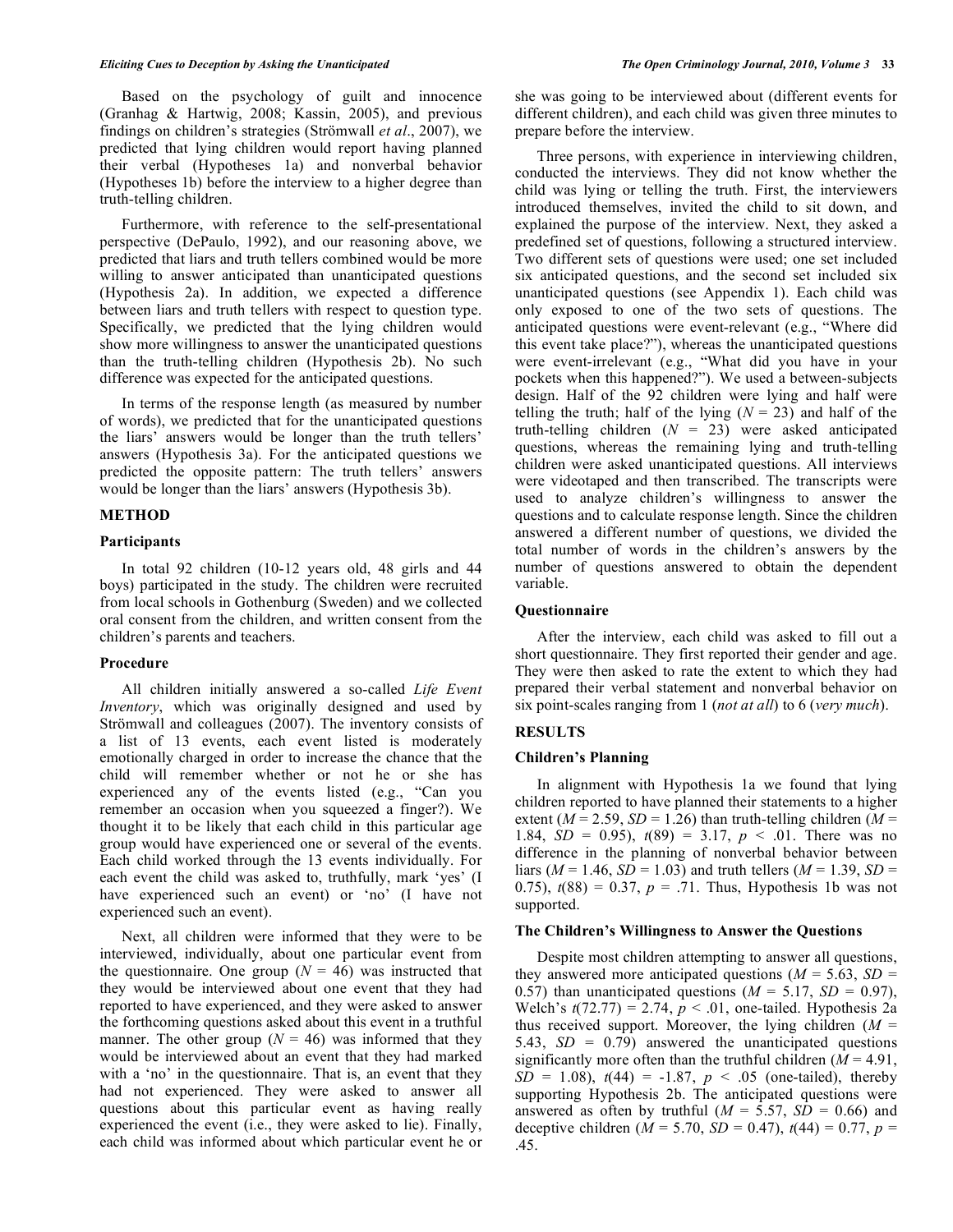Based on the psychology of guilt and innocence (Granhag & Hartwig, 2008; Kassin, 2005), and previous findings on children's strategies (Strömwall *et al*., 2007), we predicted that lying children would report having planned their verbal (Hypotheses 1a) and nonverbal behavior (Hypotheses 1b) before the interview to a higher degree than truth-telling children.

Furthermore, with reference to the self-presentational perspective (DePaulo, 1992), and our reasoning above, we predicted that liars and truth tellers combined would be more willing to answer anticipated than unanticipated questions (Hypothesis 2a). In addition, we expected a difference between liars and truth tellers with respect to question type. Specifically, we predicted that the lying children would show more willingness to answer the unanticipated questions than the truth-telling children (Hypothesis 2b). No such difference was expected for the anticipated questions.

In terms of the response length (as measured by number of words), we predicted that for the unanticipated questions the liars' answers would be longer than the truth tellers' answers (Hypothesis 3a). For the anticipated questions we predicted the opposite pattern: The truth tellers' answers would be longer than the liars' answers (Hypothesis 3b).

## METHOD

### Participants

In total 92 children (10-12 years old, 48 girls and 44 boys) participated in the study. The children were recruited from local schools in Gothenburg (Sweden) and we collected oral consent from the children, and written consent from the children's parents and teachers.

### Procedure

All children initially answered a so-called *Life Event Inventory*, which was originally designed and used by Strömwall and colleagues (2007). The inventory consists of a list of 13 events, each event listed is moderately emotionally charged in order to increase the chance that the child will remember whether or not he or she has experienced any of the events listed (e.g., "Can you remember an occasion when you squeezed a finger?). We thought it to be likely that each child in this particular age group would have experienced one or several of the events. Each child worked through the 13 events individually. For each event the child was asked to, truthfully, mark 'yes' (I have experienced such an event) or 'no' (I have not experienced such an event).

Next, all children were informed that they were to be interviewed, individually, about one particular event from the questionnaire. One group ($N$ = 46) was instructed that they would be interviewed about one event that they had reported to have experienced, and they were asked to answer the forthcoming questions asked about this event in a truthful manner. The other group ($N$ = 46) was informed that they would be interviewed about an event that they had marked with a 'no' in the questionnaire. That is, an event that they had not experienced. They were asked to answer all questions about this particular event as having really experienced the event (i.e., they were asked to lie). Finally, each child was informed about which particular event he or she was going to be interviewed about (different events for different children), and each child was given three minutes to prepare before the interview.

Three persons, with experience in interviewing children, conducted the interviews. They did not know whether the child was lying or telling the truth. First, the interviewers introduced themselves, invited the child to sit down, and explained the purpose of the interview. Next, they asked a predefined set of questions, following a structured interview. Two different sets of questions were used; one set included six anticipated questions, and the second set included six unanticipated questions (see Appendix 1). Each child was only exposed to one of the two sets of questions. The anticipated questions were event-relevant (e.g., "Where did this event take place?"), whereas the unanticipated questions were event-irrelevant (e.g., "What did you have in your pockets when this happened?"). We used a between-subjects design. Half of the 92 children were lying and half were telling the truth; half of the lying ($N$ = 23) and half of the truth-telling children ($N$ = 23) were asked anticipated questions, whereas the remaining lying and truth-telling children were asked unanticipated questions. All interviews were videotaped and then transcribed. The transcripts were used to analyze children's willingness to answer the questions and to calculate response length. Since the children answered a different number of questions, we divided the total number of words in the children's answers by the number of questions answered to obtain the dependent variable.

### Questionnaire

After the interview, each child was asked to fill out a short questionnaire. They first reported their gender and age. They were then asked to rate the extent to which they had prepared their verbal statement and nonverbal behavior on six point-scales ranging from 1 (*not at all*) to 6 (*very much*).

## RESULTS

### Children's Planning

In alignment with Hypothesis 1a we found that lying children reported to have planned their statements to a higher extent ($M$ = 2.59, $SD$ = 1.26) than truth-telling children ($M$ = 1.84, $SD$ = 0.95), $t(89)$ = 3.17, $p$ < .01. There was no difference in the planning of nonverbal behavior between liars ($M$ = 1.46, $SD$ = 1.03) and truth tellers ($M$ = 1.39, $SD$ = 0.75), $t(88)$ = 0.37, $p$ = .71. Thus, Hypothesis 1b was not supported.

### The Children's Willingness to Answer the Questions

Despite most children attempting to answer all questions, they answered more anticipated questions ($M$ = 5.63, $SD$ = 0.57) than unanticipated questions ($M$ = 5.17, $SD$ = 0.97), Welch's $t(72.77)$ = 2.74, $p$ < .01, one-tailed. Hypothesis 2a thus received support. Moreover, the lying children ($M$ = 5.43, $SD$ = 0.79) answered the unanticipated questions significantly more often than the truthful children ($M$ = 4.91, $SD$ = 1.08), $t(44)$ = -1.87, $p$ < .05 (one-tailed), thereby supporting Hypothesis 2b. The anticipated questions were answered as often by truthful ($M$ = 5.57, $SD$ = 0.66) and deceptive children ($M$ = 5.70, $SD$ = 0.47), $t(44)$ = 0.77, $p$ = .45.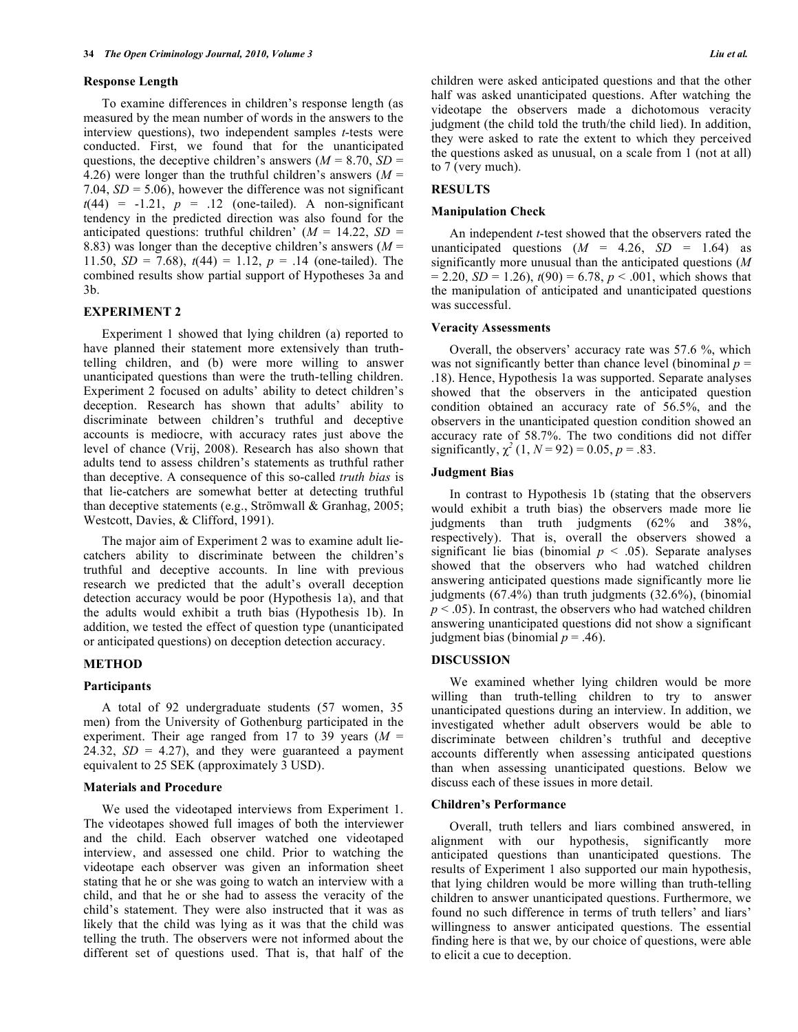### Response Length

To examine differences in children's response length (as measured by the mean number of words in the answers to the interview questions), two independent samples *t*-tests were conducted. First, we found that for the unanticipated questions, the deceptive children's answers ($M$ = 8.70, $SD$ = 4.26) were longer than the truthful children's answers ($M$ = 7.04, $SD$ = 5.06), however the difference was not significant $t(44) = -1.21$, $p = .12$ (one-tailed). A non-significant tendency in the predicted direction was also found for the anticipated questions: truthful children' ($M$ = 14.22, $SD$ = 8.83) was longer than the deceptive children's answers ($M$ = 11.50, $SD$ = 7.68), $t(44) = 1.12$, $p = .14$ (one-tailed). The combined results show partial support of Hypotheses 3a and 3b.

## EXPERIMENT 2

Experiment 1 showed that lying children (a) reported to have planned their statement more extensively than truth-telling children, and (b) were more willing to answer unanticipated questions than were the truth-telling children. Experiment 2 focused on adults' ability to detect children's deception. Research has shown that adults' ability to discriminate between children's truthful and deceptive accounts is mediocre, with accuracy rates just above the level of chance (Vrij, 2008). Research has also shown that adults tend to assess children's statements as truthful rather than deceptive. A consequence of this so-called *truth bias* is that lie-catchers are somewhat better at detecting truthful than deceptive statements (e.g., Strömwall & Granhag, 2005; Westcott, Davies, & Clifford, 1991).

The major aim of Experiment 2 was to examine adult lie-catchers ability to discriminate between the children's truthful and deceptive accounts. In line with previous research we predicted that the overall deception detection accuracy would be poor (Hypothesis 1a), and that the adults would exhibit a truth bias (Hypothesis 1b). In addition, we tested the effect of question type (unanticipated or anticipated questions) on deception detection accuracy.

## METHOD

### Participants

A total of 92 undergraduate students (57 women, 35 men) from the University of Gothenburg participated in the experiment. Their age ranged from 17 to 39 years ($M$ = 24.32, $SD$ = 4.27), and they were guaranteed a payment equivalent to 25 SEK (approximately 3 USD).

### Materials and Procedure

We used the videotaped interviews from Experiment 1. The videotapes showed full images of both the interviewer and the child. Each observer watched one videotaped interview, and assessed one child. Prior to watching the videotape each observer was given an information sheet stating that he or she was going to watch an interview with a child, and that he or she had to assess the veracity of the child's statement. They were also instructed that it was as likely that the child was lying as it was that the child was telling the truth. The observers were not informed about the different set of questions used. That is, that half of the children were asked anticipated questions and that the other half was asked unanticipated questions. After watching the videotape the observers made a dichotomous veracity judgment (the child told the truth/the child lied). In addition, they were asked to rate the extent to which they perceived the questions asked as unusual, on a scale from 1 (not at all) to 7 (very much).

## RESULTS

### Manipulation Check

An independent *t*-test showed that the observers rated the unanticipated questions ($M$ = 4.26, $SD$ = 1.64) as significantly more unusual than the anticipated questions ($M$ = 2.20, $SD$ = 1.26), $t(90) = 6.78$, $p < .001$, which shows that the manipulation of anticipated and unanticipated questions was successful.

### Veracity Assessments

Overall, the observers' accuracy rate was 57.6 %, which was not significantly better than chance level (binominal $p$ = .18). Hence, Hypothesis 1a was supported. Separate analyses showed that the observers in the anticipated question condition obtained an accuracy rate of 56.5%, and the observers in the unanticipated question condition showed an accuracy rate of 58.7%. The two conditions did not differ significantly, $\chi^2$ (1, $N$ = 92) = 0.05, $p$ = .83.

### Judgment Bias

In contrast to Hypothesis 1b (stating that the observers would exhibit a truth bias) the observers made more lie judgments than truth judgments (62% and 38%, respectively). That is, overall the observers showed a significant lie bias (binomial $p < .05$). Separate analyses showed that the observers who had watched children answering anticipated questions made significantly more lie judgments (67.4%) than truth judgments (32.6%), (binomial $p < .05$). In contrast, the observers who had watched children answering unanticipated questions did not show a significant judgment bias (binomial $p$ = .46).

## DISCUSSION

We examined whether lying children would be more willing than truth-telling children to try to answer unanticipated questions during an interview. In addition, we investigated whether adult observers would be able to discriminate between children's truthful and deceptive accounts differently when assessing anticipated questions than when assessing unanticipated questions. Below we discuss each of these issues in more detail.

### Children's Performance

Overall, truth tellers and liars combined answered, in alignment with our hypothesis, significantly more anticipated questions than unanticipated questions. The results of Experiment 1 also supported our main hypothesis, that lying children would be more willing than truth-telling children to answer unanticipated questions. Furthermore, we found no such difference in terms of truth tellers' and liars' willingness to answer anticipated questions. The essential finding here is that we, by our choice of questions, were able to elicit a cue to deception.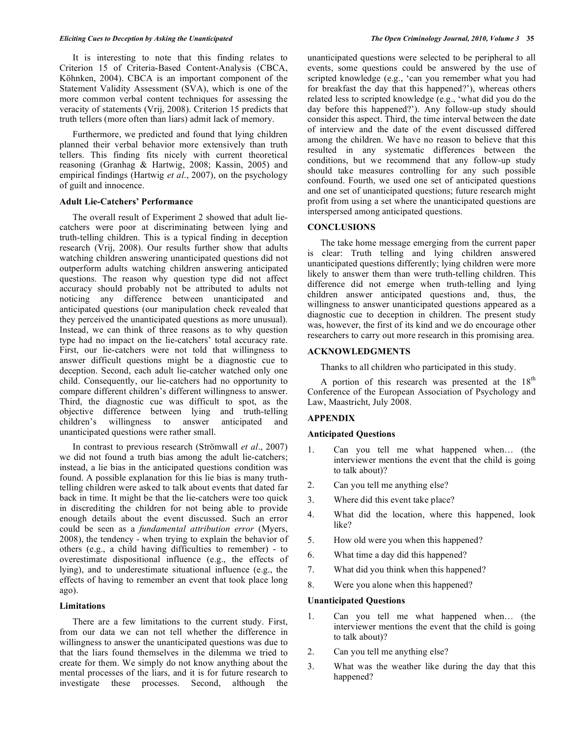It is interesting to note that this finding relates to Criterion 15 of Criteria-Based Content-Analysis (CBCA, Köhnken, 2004). CBCA is an important component of the Statement Validity Assessment (SVA), which is one of the more common verbal content techniques for assessing the veracity of statements (Vrij, 2008). Criterion 15 predicts that truth tellers (more often than liars) admit lack of memory.

Furthermore, we predicted and found that lying children planned their verbal behavior more extensively than truth tellers. This finding fits nicely with current theoretical reasoning (Granhag & Hartwig, 2008; Kassin, 2005) and empirical findings (Hartwig *et al*., 2007), on the psychology of guilt and innocence.

### Adult Lie-Catchers' Performance

The overall result of Experiment 2 showed that adult lie-catchers were poor at discriminating between lying and truth-telling children. This is a typical finding in deception research (Vrij, 2008). Our results further show that adults watching children answering unanticipated questions did not outperform adults watching children answering anticipated questions. The reason why question type did not affect accuracy should probably not be attributed to adults not noticing any difference between unanticipated and anticipated questions (our manipulation check revealed that they perceived the unanticipated questions as more unusual). Instead, we can think of three reasons as to why question type had no impact on the lie-catchers' total accuracy rate. First, our lie-catchers were not told that willingness to answer difficult questions might be a diagnostic cue to deception. Second, each adult lie-catcher watched only one child. Consequently, our lie-catchers had no opportunity to compare different children's different willingness to answer. Third, the diagnostic cue was difficult to spot, as the objective difference between lying and truth-telling children's willingness to answer anticipated and unanticipated questions were rather small.

In contrast to previous research (Strömwall *et al*., 2007) we did not found a truth bias among the adult lie-catchers; instead, a lie bias in the anticipated questions condition was found. A possible explanation for this lie bias is many truth-telling children were asked to talk about events that dated far back in time. It might be that the lie-catchers were too quick in discrediting the children for not being able to provide enough details about the event discussed. Such an error could be seen as a *fundamental attribution error* (Myers, 2008), the tendency - when trying to explain the behavior of others (e.g., a child having difficulties to remember) - to overestimate dispositional influence (e.g., the effects of lying), and to underestimate situational influence (e.g., the effects of having to remember an event that took place long ago).

### Limitations

There are a few limitations to the current study. First, from our data we can not tell whether the difference in willingness to answer the unanticipated questions was due to that the liars found themselves in the dilemma we tried to create for them. We simply do not know anything about the mental processes of the liars, and it is for future research to investigate these processes. Second, although the unanticipated questions were selected to be peripheral to all events, some questions could be answered by the use of scripted knowledge (e.g., 'can you remember what you had for breakfast the day that this happened?'), whereas others related less to scripted knowledge (e.g., 'what did you do the day before this happened?'). Any follow-up study should consider this aspect. Third, the time interval between the date of interview and the date of the event discussed differed among the children. We have no reason to believe that this resulted in any systematic differences between the conditions, but we recommend that any follow-up study should take measures controlling for any such possible confound. Fourth, we used one set of anticipated questions and one set of unanticipated questions; future research might profit from using a set where the unanticipated questions are interspersed among anticipated questions.

## CONCLUSIONS

The take home message emerging from the current paper is clear: Truth telling and lying children answered unanticipated questions differently; lying children were more likely to answer them than were truth-telling children. This difference did not emerge when truth-telling and lying children answer anticipated questions and, thus, the willingness to answer unanticipated questions appeared as a diagnostic cue to deception in children. The present study was, however, the first of its kind and we do encourage other researchers to carry out more research in this promising area.

## ACKNOWLEDGMENTS

Thanks to all children who participated in this study.

A portion of this research was presented at the 18th Conference of the European Association of Psychology and Law, Maastricht, July 2008.

## APPENDIX

### Anticipated Questions

1. Can you tell me what happened when… (the interviewer mentions the event that the child is going to talk about)?
2. Can you tell me anything else?
3. Where did this event take place?
4. What did the location, where this happened, look like?
5. How old were you when this happened?
6. What time a day did this happened?
7. What did you think when this happened?
8. Were you alone when this happened?

### Unanticipated Questions

1. Can you tell me what happened when… (the interviewer mentions the event that the child is going to talk about)?
2. Can you tell me anything else?
3. What was the weather like during the day that this happened?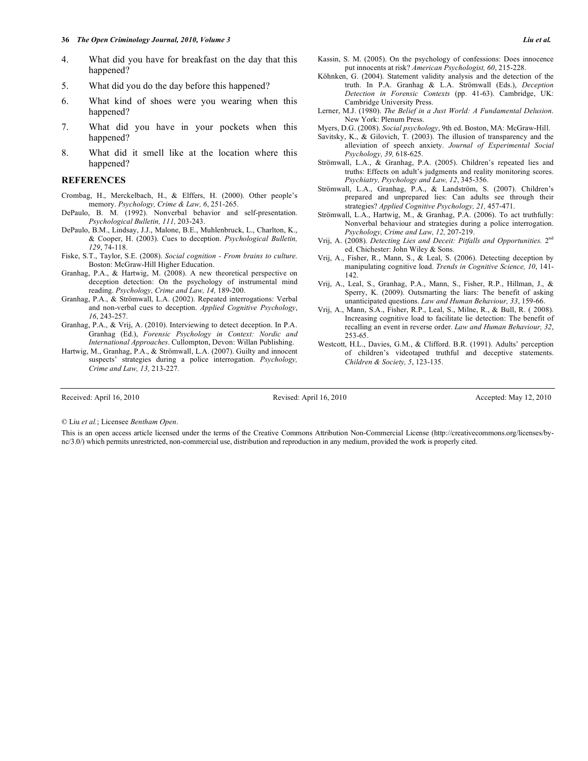4. What did you have for breakfast on the day that this happened?
5. What did you do the day before this happened?
6. What kind of shoes were you wearing when this happened?
7. What did you have in your pockets when this happened?
8. What did it smell like at the location where this happened?

## REFERENCES

Crombag, H., Merckelbach, H., & Elffers, H. (2000). Other people's memory. *Psychology, Crime & Law, 6*, 251-265.

DePaulo, B. M. (1992). Nonverbal behavior and self-presentation. *Psychological Bulletin, 111,* 203-243.

DePaulo, B.M., Lindsay, J.J., Malone, B.E., Muhlenbruck, L., Charlton, K., & Cooper, H. (2003). Cues to deception. *Psychological Bulletin, 129*, 74-118.

Fiske, S.T., Taylor, S.E. (2008). *Social cognition - From brains to culture.* Boston: McGraw-Hill Higher Education.

Granhag, P.A., & Hartwig, M. (2008). A new theoretical perspective on deception detection: On the psychology of instrumental mind reading. *Psychology, Crime and Law, 14,* 189-200.

Granhag, P.A., & Strömwall, L.A. (2002). Repeated interrogations: Verbal and non-verbal cues to deception. *Applied Cognitive Psychology*, *16*, 243-257.

Granhag, P.A., & Vrij, A. (2010). Interviewing to detect deception. In P.A. Granhag (Ed.), *Forensic Psychology in Context: Nordic and International Approaches*. Cullompton, Devon: Willan Publishing.

Hartwig, M., Granhag, P.A., & Strömwall, L.A. (2007). Guilty and innocent suspects' strategies during a police interrogation. *Psychology, Crime and Law, 13,* 213-227.

Kassin, S. M. (2005). On the psychology of confessions: Does innocence put innocents at risk? *American Psychologist, 60*, 215-228.

Köhnken, G. (2004). Statement validity analysis and the detection of the truth. In P.A. Granhag & L.A. Strömwall (Eds.), *Deception Detection in Forensic Contexts* (pp. 41-63). Cambridge, UK: Cambridge University Press.

Lerner, M.J. (1980). *The Belief in a Just World: A Fundamental Delusion.* New York: Plenum Press.

Myers, D.G. (2008). *Social psychology*, 9th ed. Boston, MA: McGraw-Hill.

Savitsky, K., & Gilovich, T. (2003). The illusion of transparency and the alleviation of speech anxiety. *Journal of Experimental Social Psychology, 39,* 618-625.

Strömwall, L.A., & Granhag, P.A. (2005). Children's repeated lies and truths: Effects on adult's judgments and reality monitoring scores. *Psychiatry, Psychology and Law, 12*, 345-356.

Strömwall, L.A., Granhag, P.A., & Landström, S. (2007). Children's prepared and unprepared lies: Can adults see through their strategies? *Applied Cognitive Psychology, 21,* 457-471.

Strömwall, L.A., Hartwig, M., & Granhag, P.A. (2006). To act truthfully: Nonverbal behaviour and strategies during a police interrogation. *Psychology, Crime and Law, 12,* 207-219.

Vrij, A. (2008). *Detecting Lies and Deceit: Pitfalls and Opportunities.* 2nd ed. Chichester: John Wiley & Sons.

Vrij, A., Fisher, R., Mann, S., & Leal, S. (2006). Detecting deception by manipulating cognitive load. *Trends in Cognitive Science, 10*, 141-142.

Vrij, A., Leal, S., Granhag, P.A., Mann, S., Fisher, R.P., Hillman, J., & Sperry, K. (2009). Outsmarting the liars: The benefit of asking unanticipated questions. *Law and Human Behaviour, 33*, 159-66.

Vrij, A., Mann, S.A., Fisher, R.P., Leal, S., Milne, R., & Bull, R. ( 2008). Increasing cognitive load to facilitate lie detection: The benefit of recalling an event in reverse order. *Law and Human Behaviour, 32*, 253-65.

Westcott, H.L., Davies, G.M., & Clifford. B.R. (1991). Adults' perception of children's videotaped truthful and deceptive statements. *Children & Society, 5*, 123-135.

Received: April 16, 2010 Revised: April 16, 2010 Accepted: May 12, 2010

© Liu *et al.*; Licensee *Bentham Open*.

This is an open access article licensed under the terms of the Creative Commons Attribution Non-Commercial License (http://creativecommons.org/licenses/by-nc/3.0/) which permits unrestricted, non-commercial use, distribution and reproduction in any medium, provided the work is properly cited.